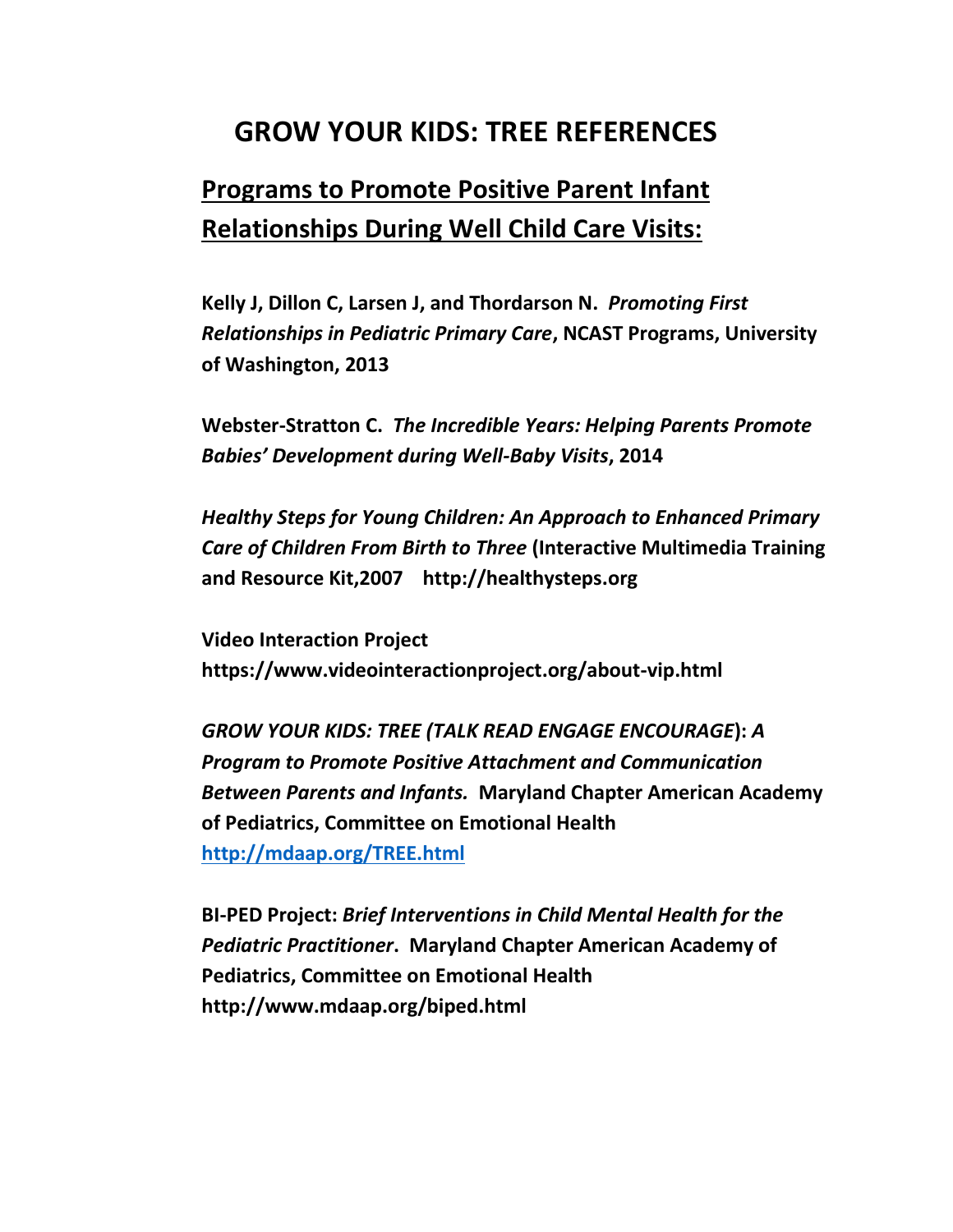# GROW YOUR KIDS: TREE REFERENCES

## Programs to Promote Positive Parent Infant Relationships During Well Child Care Visits:

**Kelly J, Dillon C, Larsen J, and Thordarson N.** ***Promoting First Relationships in Pediatric Primary Care*****, NCAST Programs, University of Washington, 2013**

**Webster-Stratton C.** ***The Incredible Years: Helping Parents Promote Babies' Development during Well-Baby Visits*****, 2014**

***Healthy Steps for Young Children: An Approach to Enhanced Primary Care of Children From Birth to Three*** **(Interactive Multimedia Training and Resource Kit,2007 http://healthysteps.org**

**Video Interaction Project**
**https://www.videointeractionproject.org/about-vip.html**

***GROW YOUR KIDS: TREE (TALK READ ENGAGE ENCOURAGE*****):** ***A Program to Promote Positive Attachment and Communication Between Parents and Infants.*** **Maryland Chapter American Academy of Pediatrics, Committee on Emotional Health**
**http://mdaap.org/TREE.html**

**BI-PED Project:** ***Brief Interventions in Child Mental Health for the Pediatric Practitioner*****. Maryland Chapter American Academy of Pediatrics, Committee on Emotional Health**
**http://www.mdaap.org/biped.html**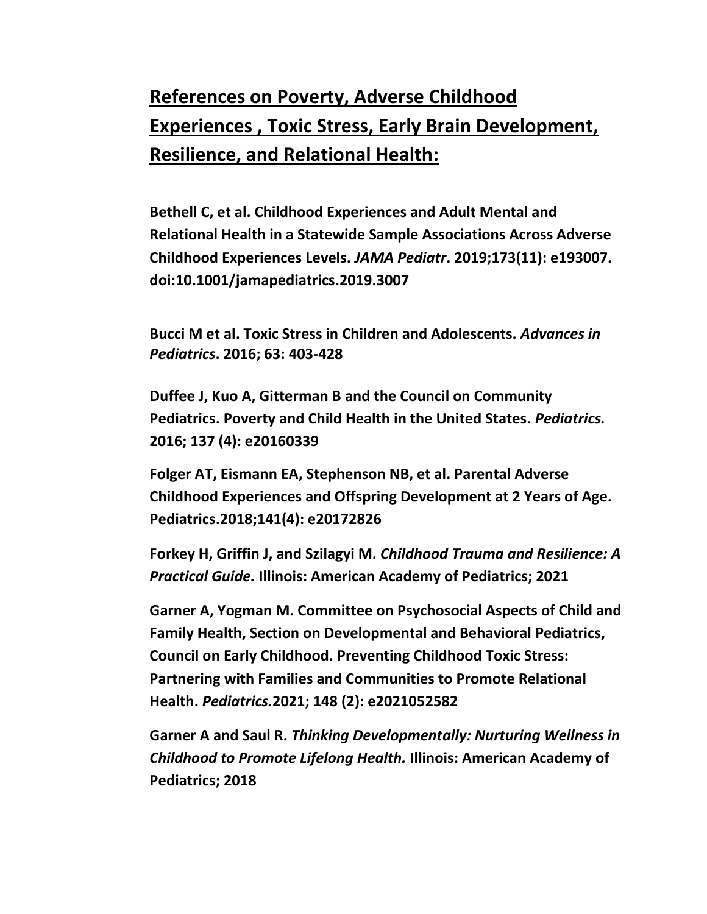## References on Poverty, Adverse Childhood Experiences , Toxic Stress, Early Brain Development, Resilience, and Relational Health:

**Bethell C, et al. Childhood Experiences and Adult Mental and Relational Health in a Statewide Sample Associations Across Adverse Childhood Experiences Levels. *JAMA Pediatr*. 2019;173(11): e193007. doi:10.1001/jamapediatrics.2019.3007**

**Bucci M et al. Toxic Stress in Children and Adolescents. *Advances in Pediatrics*. 2016; 63: 403-428**

**Duffee J, Kuo A, Gitterman B and the Council on Community Pediatrics. Poverty and Child Health in the United States. *Pediatrics.* 2016; 137 (4): e20160339**

**Folger AT, Eismann EA, Stephenson NB, et al. Parental Adverse Childhood Experiences and Offspring Development at 2 Years of Age. Pediatrics.2018;141(4): e20172826**

**Forkey H, Griffin J, and Szilagyi M. *Childhood Trauma and Resilience: A Practical Guide.* Illinois: American Academy of Pediatrics; 2021**

**Garner A, Yogman M. Committee on Psychosocial Aspects of Child and Family Health, Section on Developmental and Behavioral Pediatrics, Council on Early Childhood. Preventing Childhood Toxic Stress: Partnering with Families and Communities to Promote Relational Health. *Pediatrics.*2021; 148 (2): e2021052582**

**Garner A and Saul R. *Thinking Developmentally: Nurturing Wellness in Childhood to Promote Lifelong Health.* Illinois: American Academy of Pediatrics; 2018**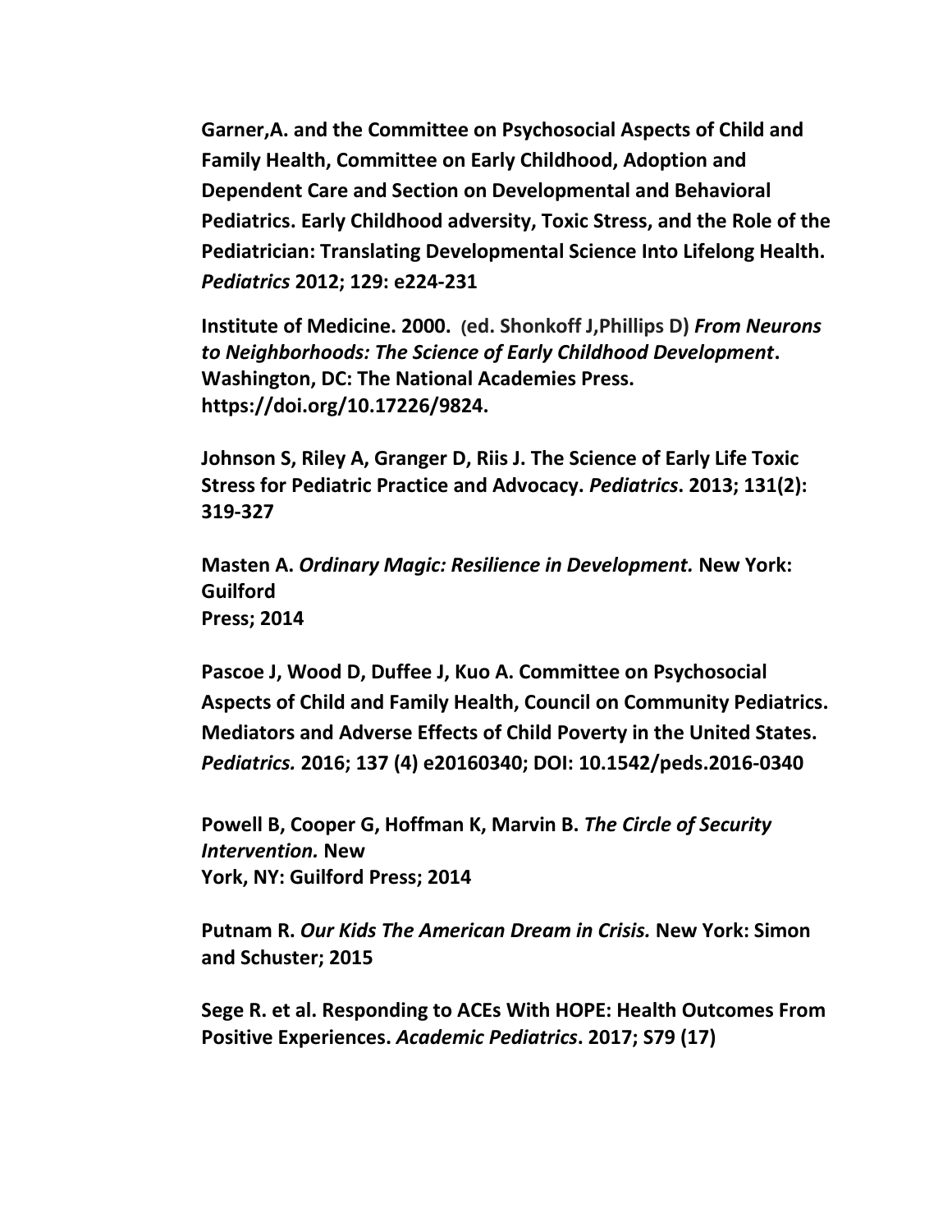**Garner,A. and the Committee on Psychosocial Aspects of Child and Family Health, Committee on Early Childhood, Adoption and Dependent Care and Section on Developmental and Behavioral Pediatrics. Early Childhood adversity, Toxic Stress, and the Role of the Pediatrician: Translating Developmental Science Into Lifelong Health. *Pediatrics* 2012; 129: e224-231**

**Institute of Medicine. 2000. (ed. Shonkoff J,Phillips D) *From Neurons to Neighborhoods: The Science of Early Childhood Development*. Washington, DC: The National Academies Press. https://doi.org/10.17226/9824.**

**Johnson S, Riley A, Granger D, Riis J. The Science of Early Life Toxic Stress for Pediatric Practice and Advocacy. *Pediatrics*. 2013; 131(2): 319-327**

**Masten A. *Ordinary Magic: Resilience in Development.* New York: Guilford Press; 2014**

**Pascoe J, Wood D, Duffee J, Kuo A. Committee on Psychosocial Aspects of Child and Family Health, Council on Community Pediatrics. Mediators and Adverse Effects of Child Poverty in the United States. *Pediatrics.* 2016; 137 (4) e20160340; DOI: 10.1542/peds.2016-0340**

**Powell B, Cooper G, Hoffman K, Marvin B. *The Circle of Security Intervention.* New York, NY: Guilford Press; 2014**

**Putnam R. *Our Kids The American Dream in Crisis.* New York: Simon and Schuster; 2015**

**Sege R. et al. Responding to ACEs With HOPE: Health Outcomes From Positive Experiences. *Academic Pediatrics*. 2017; S79 (17)**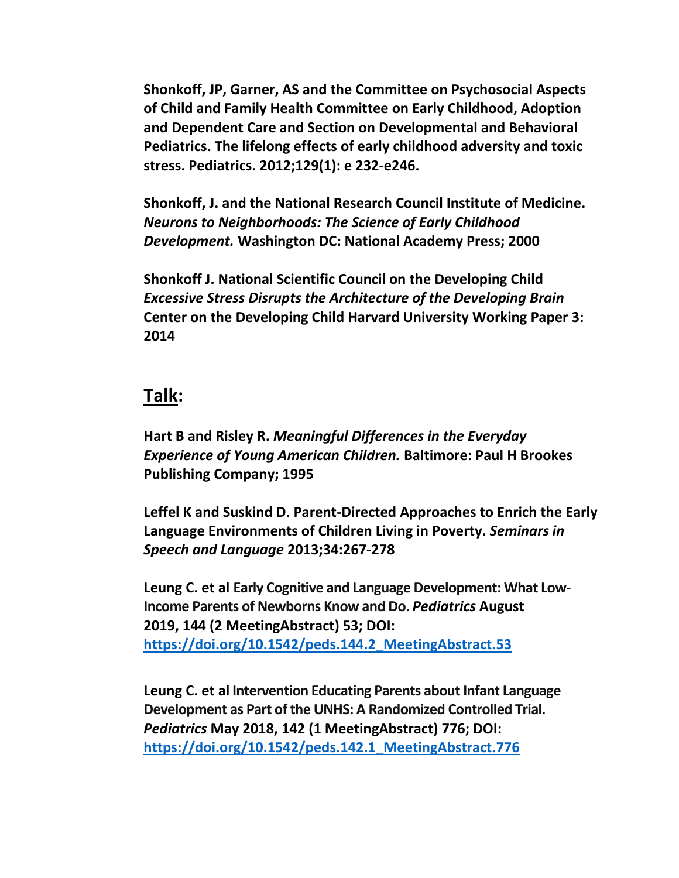**Shonkoff, JP, Garner, AS and the Committee on Psychosocial Aspects of Child and Family Health Committee on Early Childhood, Adoption and Dependent Care and Section on Developmental and Behavioral Pediatrics. The lifelong effects of early childhood adversity and toxic stress. Pediatrics. 2012;129(1): e 232-e246.**

**Shonkoff, J. and the National Research Council Institute of Medicine. *Neurons to Neighborhoods: The Science of Early Childhood Development.* Washington DC: National Academy Press; 2000**

**Shonkoff J. National Scientific Council on the Developing Child *Excessive Stress Disrupts the Architecture of the Developing Brain* Center on the Developing Child Harvard University Working Paper 3: 2014**

## Talk:

**Hart B and Risley R. *Meaningful Differences in the Everyday Experience of Young American Children.* Baltimore: Paul H Brookes Publishing Company; 1995**

**Leffel K and Suskind D. Parent-Directed Approaches to Enrich the Early Language Environments of Children Living in Poverty. *Seminars in Speech and Language* 2013;34:267-278**

**Leung C. et al Early Cognitive and Language Development: What Low-Income Parents of Newborns Know and Do. *Pediatrics* August 2019, 144 (2 MeetingAbstract) 53; DOI: [https://doi.org/10.1542/peds.144.2_MeetingAbstract.53](https://doi.org/10.1542/peds.144.2_MeetingAbstract.53)**

**Leung C. et al Intervention Educating Parents about Infant Language Development as Part of the UNHS: A Randomized Controlled Trial. *Pediatrics* May 2018, 142 (1 MeetingAbstract) 776; DOI: [https://doi.org/10.1542/peds.142.1_MeetingAbstract.776](https://doi.org/10.1542/peds.142.1_MeetingAbstract.776)**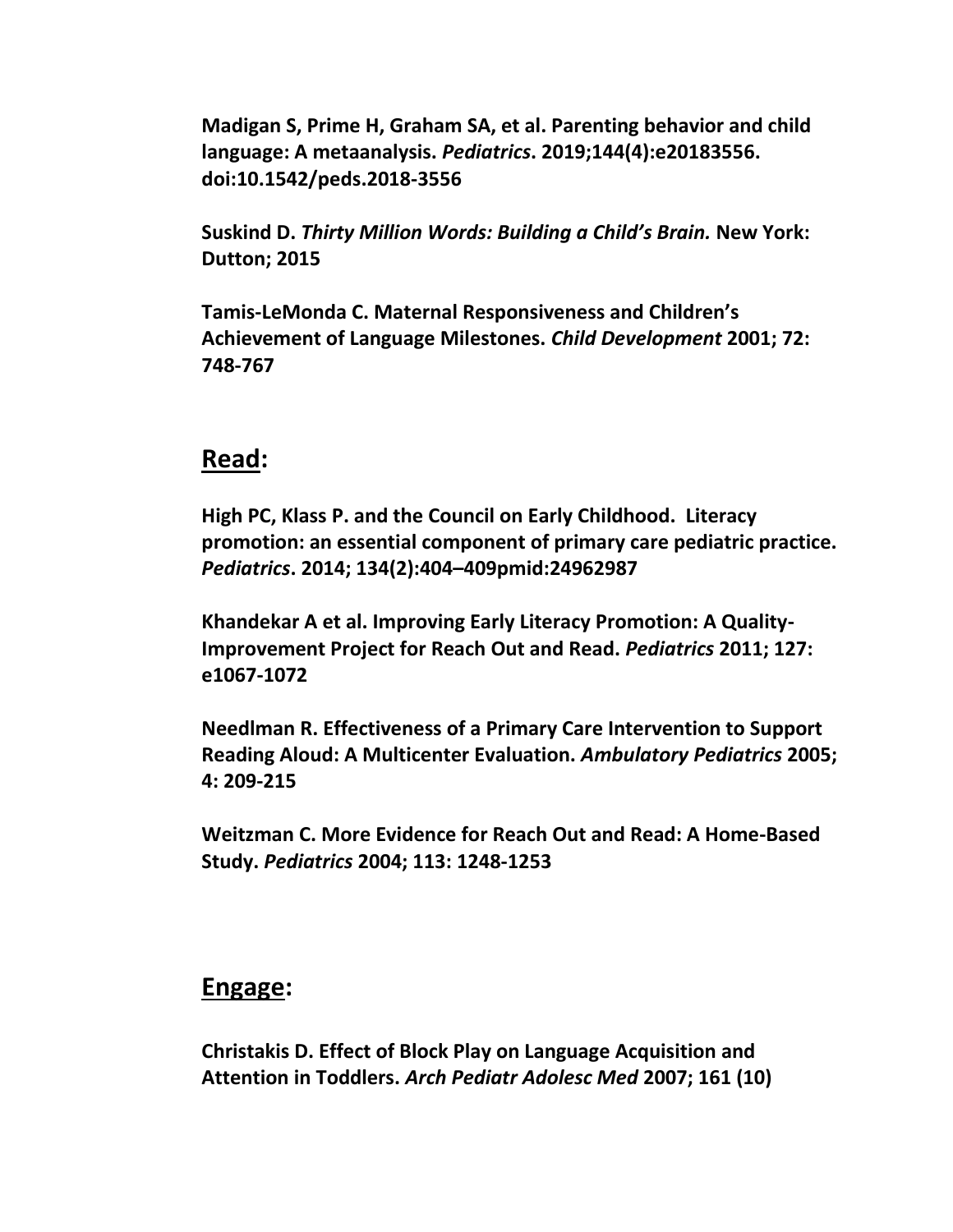**Madigan S, Prime H, Graham SA, et al. Parenting behavior and child language: A metaanalysis. *Pediatrics*. 2019;144(4):e20183556. doi:10.1542/peds.2018-3556**

**Suskind D. *Thirty Million Words: Building a Child's Brain.* New York: Dutton; 2015**

**Tamis-LeMonda C. Maternal Responsiveness and Children's Achievement of Language Milestones. *Child Development* 2001; 72: 748-767**

## **Read:**

**High PC, Klass P. and the Council on Early Childhood. Literacy promotion: an essential component of primary care pediatric practice. *Pediatrics*. 2014; 134(2):404–409pmid:24962987**

**Khandekar A et al. Improving Early Literacy Promotion: A Quality-Improvement Project for Reach Out and Read. *Pediatrics* 2011; 127: e1067-1072**

**Needlman R. Effectiveness of a Primary Care Intervention to Support Reading Aloud: A Multicenter Evaluation. *Ambulatory Pediatrics* 2005; 4: 209-215**

**Weitzman C. More Evidence for Reach Out and Read: A Home-Based Study. *Pediatrics* 2004; 113: 1248-1253**

## **Engage:**

**Christakis D. Effect of Block Play on Language Acquisition and Attention in Toddlers. *Arch Pediatr Adolesc Med* 2007; 161 (10)**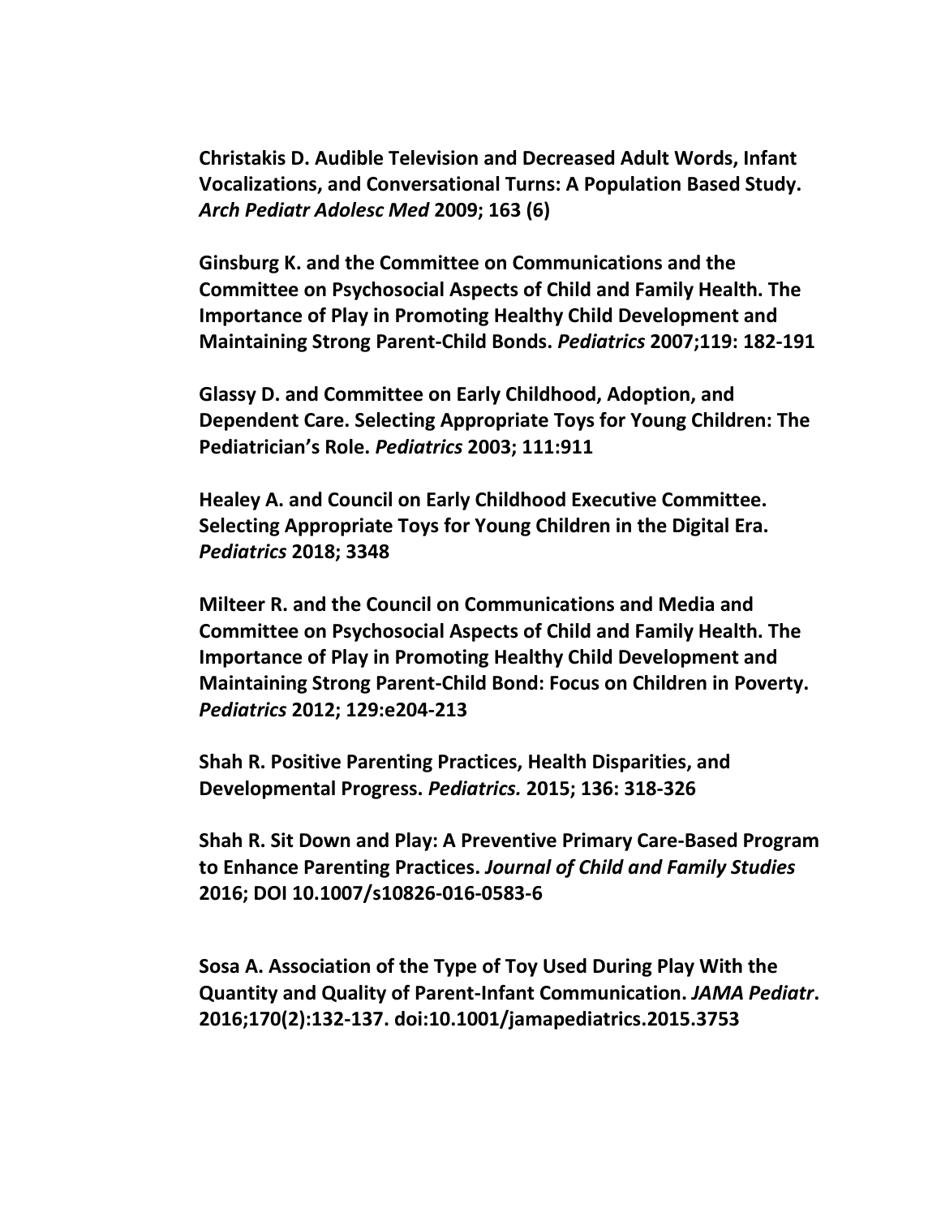**Christakis D. Audible Television and Decreased Adult Words, Infant Vocalizations, and Conversational Turns: A Population Based Study. *Arch Pediatr Adolesc Med* 2009; 163 (6)**

**Ginsburg K. and the Committee on Communications and the Committee on Psychosocial Aspects of Child and Family Health. The Importance of Play in Promoting Healthy Child Development and Maintaining Strong Parent-Child Bonds. *Pediatrics* 2007;119: 182-191**

**Glassy D. and Committee on Early Childhood, Adoption, and Dependent Care. Selecting Appropriate Toys for Young Children: The Pediatrician's Role. *Pediatrics* 2003; 111:911**

**Healey A. and Council on Early Childhood Executive Committee. Selecting Appropriate Toys for Young Children in the Digital Era. *Pediatrics* 2018; 3348**

**Milteer R. and the Council on Communications and Media and Committee on Psychosocial Aspects of Child and Family Health. The Importance of Play in Promoting Healthy Child Development and Maintaining Strong Parent-Child Bond: Focus on Children in Poverty. *Pediatrics* 2012; 129:e204-213**

**Shah R. Positive Parenting Practices, Health Disparities, and Developmental Progress. *Pediatrics.* 2015; 136: 318-326**

**Shah R. Sit Down and Play: A Preventive Primary Care-Based Program to Enhance Parenting Practices. *Journal of Child and Family Studies* 2016; DOI 10.1007/s10826-016-0583-6**

**Sosa A. Association of the Type of Toy Used During Play With the Quantity and Quality of Parent-Infant Communication. *JAMA Pediatr*. 2016;170(2):132-137. doi:10.1001/jamapediatrics.2015.3753**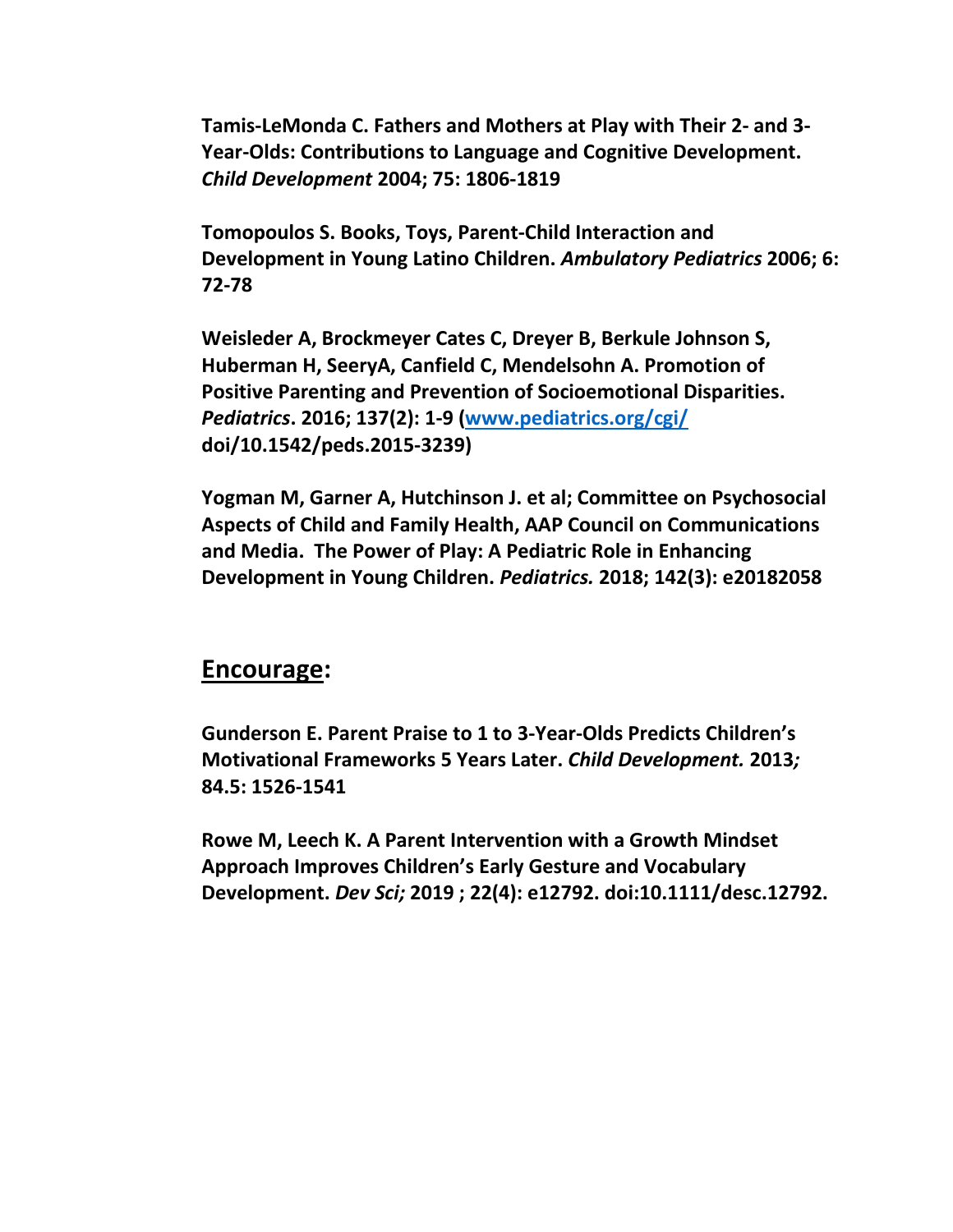**Tamis-LeMonda C. Fathers and Mothers at Play with Their 2- and 3-Year-Olds: Contributions to Language and Cognitive Development. *Child Development* 2004; 75: 1806-1819**

**Tomopoulos S. Books, Toys, Parent-Child Interaction and Development in Young Latino Children. *Ambulatory Pediatrics* 2006; 6: 72-78**

**Weisleder A, Brockmeyer Cates C, Dreyer B, Berkule Johnson S, Huberman H, SeeryA, Canfield C, Mendelsohn A. Promotion of Positive Parenting and Prevention of Socioemotional Disparities. *Pediatrics*. 2016; 137(2): 1-9 ([www.pediatrics.org/cgi/](www.pediatrics.org/cgi/) doi/10.1542/peds.2015-3239)**

**Yogman M, Garner A, Hutchinson J. et al; Committee on Psychosocial Aspects of Child and Family Health, AAP Council on Communications and Media. The Power of Play: A Pediatric Role in Enhancing Development in Young Children. *Pediatrics.* 2018; 142(3): e20182058**

## Encourage:

**Gunderson E. Parent Praise to 1 to 3-Year-Olds Predicts Children's Motivational Frameworks 5 Years Later. *Child Development.* 2013*;* 84.5: 1526-1541**

**Rowe M, Leech K. A Parent Intervention with a Growth Mindset Approach Improves Children's Early Gesture and Vocabulary Development. *Dev Sci;* 2019 ; 22(4): e12792. doi:10.1111/desc.12792.**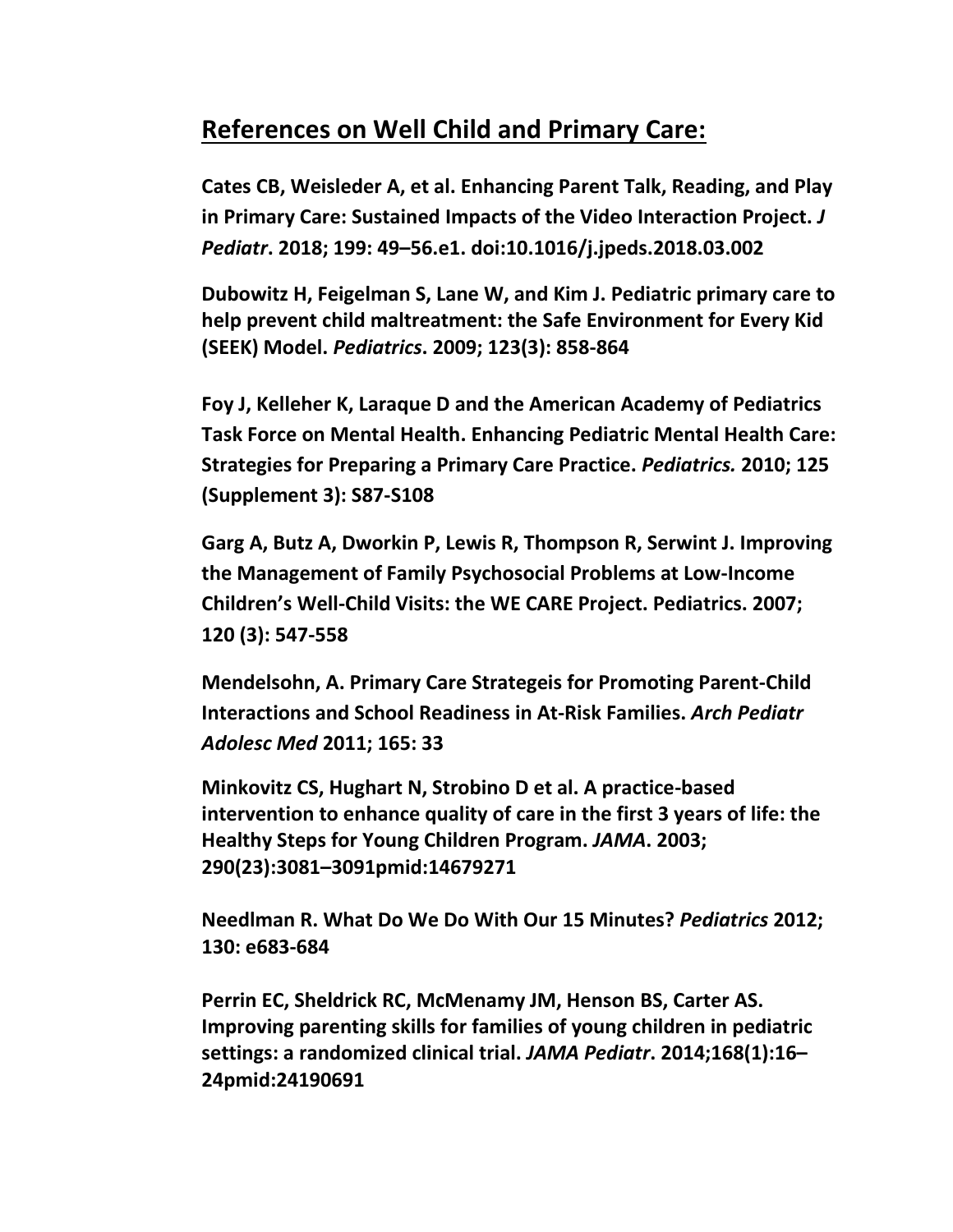## References on Well Child and Primary Care:

**Cates CB, Weisleder A, et al. Enhancing Parent Talk, Reading, and Play in Primary Care: Sustained Impacts of the Video Interaction Project. *J Pediatr*. 2018; 199: 49–56.e1. doi:10.1016/j.jpeds.2018.03.002**

**Dubowitz H, Feigelman S, Lane W, and Kim J. Pediatric primary care to help prevent child maltreatment: the Safe Environment for Every Kid (SEEK) Model. *Pediatrics*. 2009; 123(3): 858-864**

**Foy J, Kelleher K, Laraque D and the American Academy of Pediatrics Task Force on Mental Health. Enhancing Pediatric Mental Health Care: Strategies for Preparing a Primary Care Practice. *Pediatrics.* 2010; 125 (Supplement 3): S87-S108**

**Garg A, Butz A, Dworkin P, Lewis R, Thompson R, Serwint J. Improving the Management of Family Psychosocial Problems at Low-Income Children's Well-Child Visits: the WE CARE Project. Pediatrics. 2007; 120 (3): 547-558**

**Mendelsohn, A. Primary Care Strategeis for Promoting Parent-Child Interactions and School Readiness in At-Risk Families. *Arch Pediatr Adolesc Med* 2011; 165: 33**

**Minkovitz CS, Hughart N, Strobino D et al. A practice-based intervention to enhance quality of care in the first 3 years of life: the Healthy Steps for Young Children Program. *JAMA*. 2003; 290(23):3081–3091pmid:14679271**

**Needlman R. What Do We Do With Our 15 Minutes? *Pediatrics* 2012; 130: e683-684**

**Perrin EC, Sheldrick RC, McMenamy JM, Henson BS, Carter AS. Improving parenting skills for families of young children in pediatric settings: a randomized clinical trial. *JAMA Pediatr*. 2014;168(1):16–24pmid:24190691**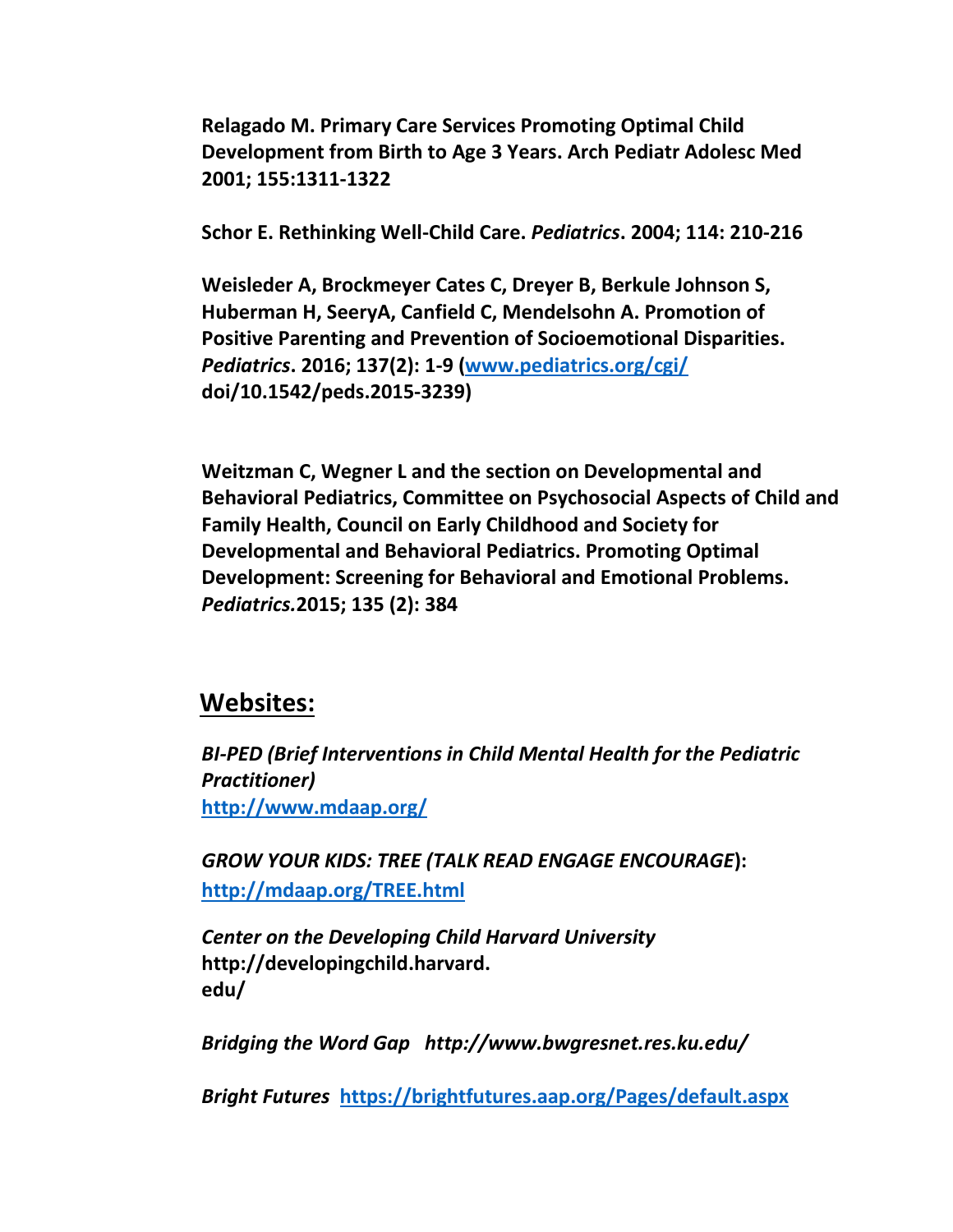**Relagado M. Primary Care Services Promoting Optimal Child Development from Birth to Age 3 Years. Arch Pediatr Adolesc Med 2001; 155:1311-1322**

**Schor E. Rethinking Well-Child Care. *Pediatrics*. 2004; 114: 210-216**

**Weisleder A, Brockmeyer Cates C, Dreyer B, Berkule Johnson S, Huberman H, SeeryA, Canfield C, Mendelsohn A. Promotion of Positive Parenting and Prevention of Socioemotional Disparities. *Pediatrics*. 2016; 137(2): 1-9 ([www.pediatrics.org/cgi/](www.pediatrics.org/cgi/) doi/10.1542/peds.2015-3239)**

**Weitzman C, Wegner L and the section on Developmental and Behavioral Pediatrics, Committee on Psychosocial Aspects of Child and Family Health, Council on Early Childhood and Society for Developmental and Behavioral Pediatrics. Promoting Optimal Development: Screening for Behavioral and Emotional Problems. *Pediatrics.*2015; 135 (2): 384**

## Websites:

***BI-PED (Brief Interventions in Child Mental Health for the Pediatric Practitioner)***
**[http://www.mdaap.org/](http://www.mdaap.org/)**

***GROW YOUR KIDS: TREE (TALK READ ENGAGE ENCOURAGE*):**
**[http://mdaap.org/TREE.html](http://mdaap.org/TREE.html)**

***Center on the Developing Child Harvard University***
**http://developingchild.harvard.edu/**

***Bridging the Word Gap http://www.bwgresnet.res.ku.edu/***

***Bright Futures*** **[https://brightfutures.aap.org/Pages/default.aspx](https://brightfutures.aap.org/Pages/default.aspx)**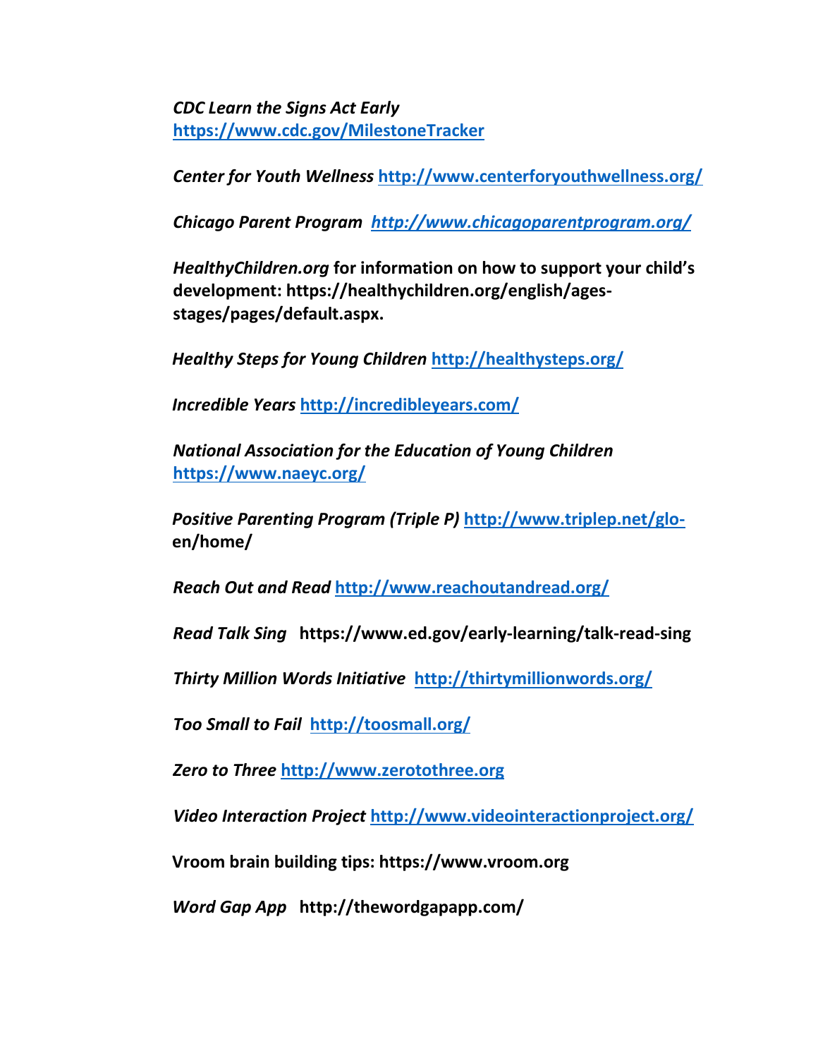***CDC Learn the Signs Act Early***
**https://www.cdc.gov/MilestoneTracker**

***Center for Youth Wellness*** **http://www.centerforyouthwellness.org/**

***Chicago Parent Program*** ***http://www.chicagoparentprogram.org/***

***HealthyChildren.org*** **for information on how to support your child's development: https://healthychildren.org/english/ages-stages/pages/default.aspx.**

***Healthy Steps for Young Children*** **http://healthysteps.org/**

***Incredible Years*** **http://incredibleyears.com/**

***National Association for the Education of Young Children***
**https://www.naeyc.org/**

***Positive Parenting Program (Triple P)*** **http://www.triplep.net/glo-en/home/**

***Reach Out and Read*** **http://www.reachoutandread.org/**

***Read Talk Sing*** **https://www.ed.gov/early-learning/talk-read-sing**

***Thirty Million Words Initiative*** **http://thirtymillionwords.org/**

***Too Small to Fail*** **http://toosmall.org/**

***Zero to Three*** **http://www.zerotothree.org**

***Video Interaction Project*** **http://www.videointeractionproject.org/**

**Vroom brain building tips: https://www.vroom.org**

***Word Gap App*** **http://thewordgapapp.com/**